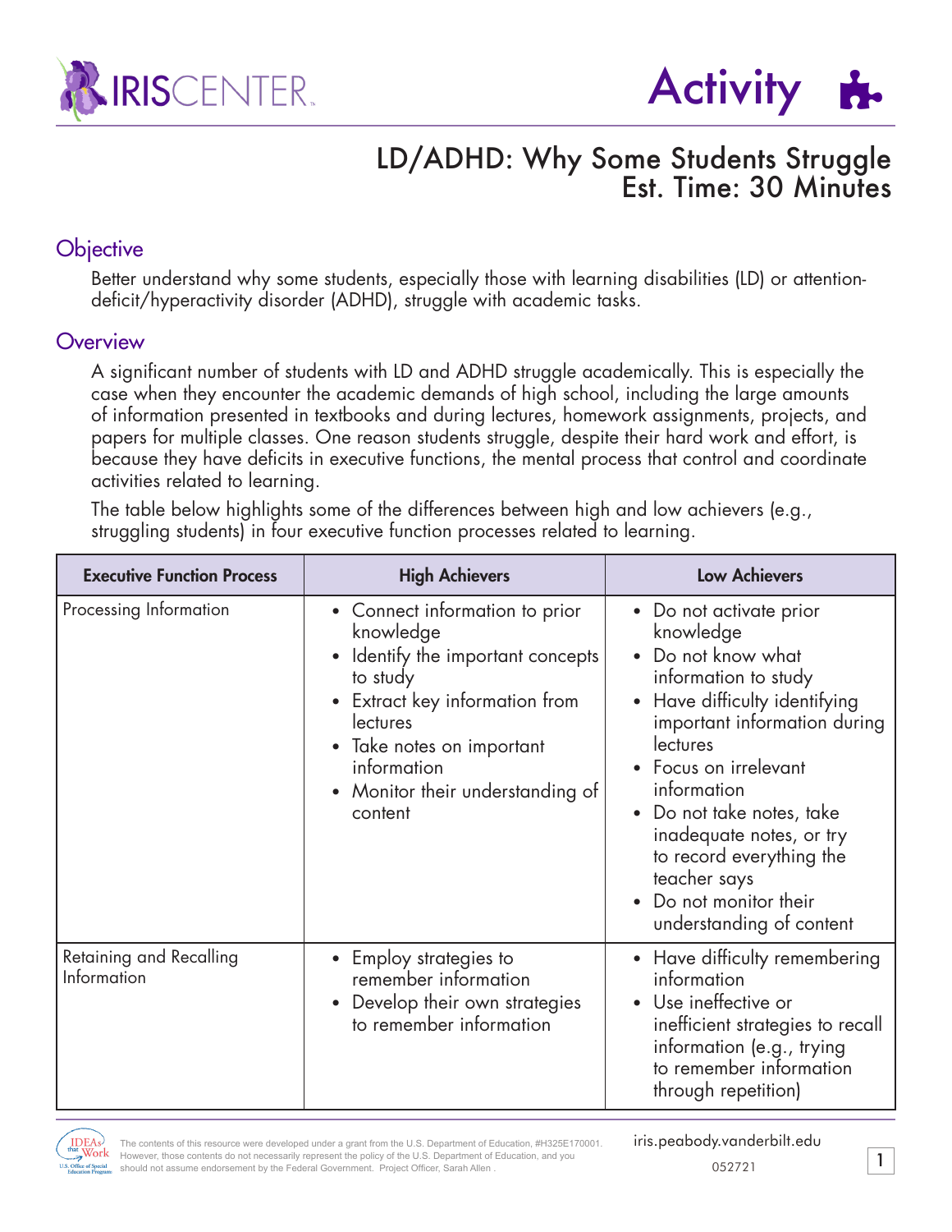# Activity

## LD/ADHD: Why Some Students Struggle
## Est. Time: 30 Minutes

### Objective

Better understand why some students, especially those with learning disabilities (LD) or attention-deficit/hyperactivity disorder (ADHD), struggle with academic tasks.

### Overview

A significant number of students with LD and ADHD struggle academically. This is especially the case when they encounter the academic demands of high school, including the large amounts of information presented in textbooks and during lectures, homework assignments, projects, and papers for multiple classes. One reason students struggle, despite their hard work and effort, is because they have deficits in executive functions, the mental process that control and coordinate activities related to learning.

The table below highlights some of the differences between high and low achievers (e.g., struggling students) in four executive function processes related to learning.

| Executive Function Process | High Achievers | Low Achievers |
|---|---|---|
| Processing Information | • Connect information to prior knowledge<br>• Identify the important concepts to study<br>• Extract key information from lectures<br>• Take notes on important information<br>• Monitor their understanding of content | • Do not activate prior knowledge<br>• Do not know what information to study<br>• Have difficulty identifying important information during lectures<br>• Focus on irrelevant information<br>• Do not take notes, take inadequate notes, or try to record everything the teacher says<br>• Do not monitor their understanding of content |
| Retaining and Recalling Information | • Employ strategies to remember information<br>• Develop their own strategies to remember information | • Have difficulty remembering information<br>• Use ineffective or inefficient strategies to recall information (e.g., trying to remember information through repetition) |

The contents of this resource were developed under a grant from the U.S. Department of Education, #H325E170001. However, those contents do not necessarily represent the policy of the U.S. Department of Education, and you should not assume endorsement by the Federal Government. Project Officer, Sarah Allen.

iris.peabody.vanderbilt.edu

052721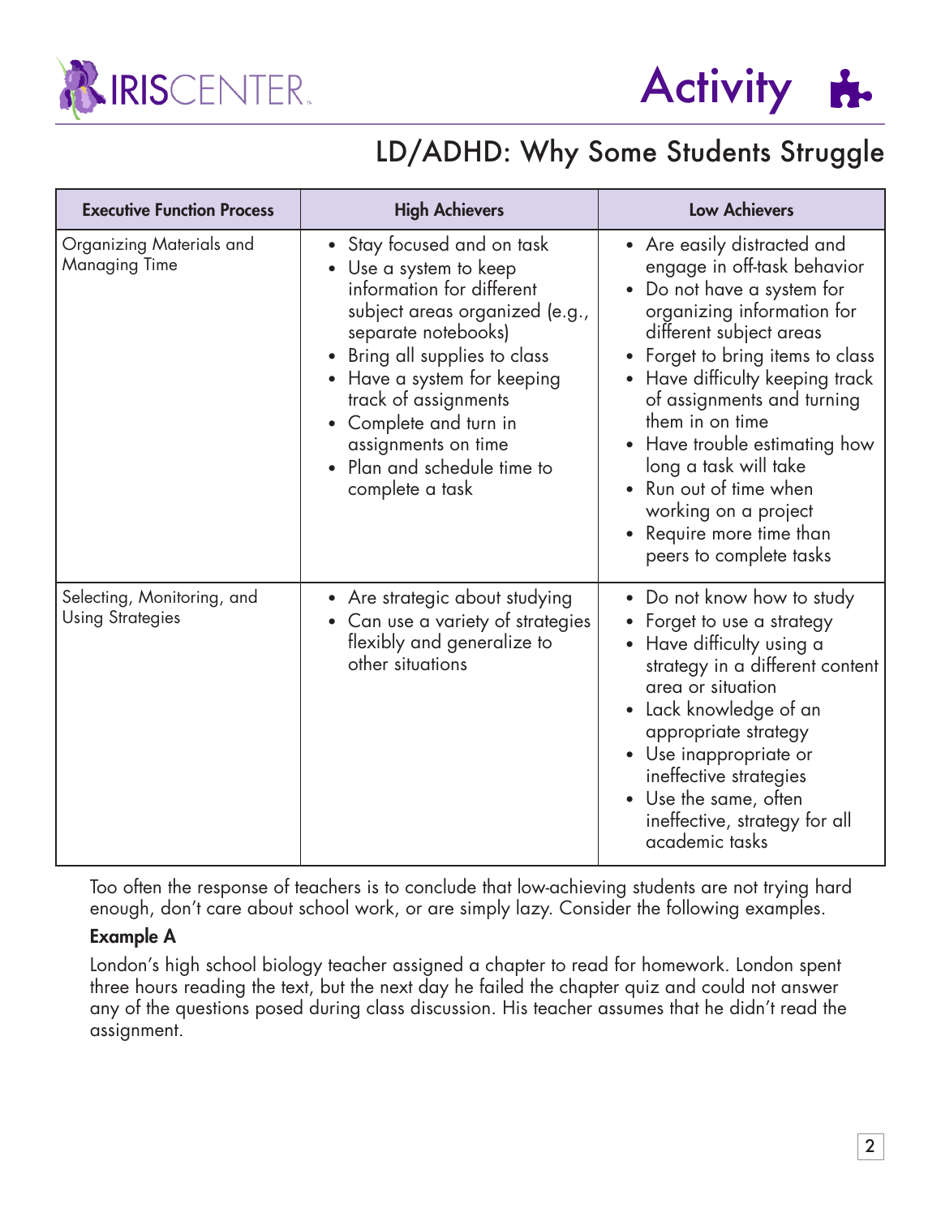| Executive Function Process | High Achievers | Low Achievers |
|---|---|---|
| Organizing Materials and Managing Time | • Stay focused and on task<br>• Use a system to keep information for different subject areas organized (e.g., separate notebooks)<br>• Bring all supplies to class<br>• Have a system for keeping track of assignments<br>• Complete and turn in assignments on time<br>• Plan and schedule time to complete a task | • Are easily distracted and engage in off-task behavior<br>• Do not have a system for organizing information for different subject areas<br>• Forget to bring items to class<br>• Have difficulty keeping track of assignments and turning them in on time<br>• Have trouble estimating how long a task will take<br>• Run out of time when working on a project<br>• Require more time than peers to complete tasks |
| Selecting, Monitoring, and Using Strategies | • Are strategic about studying<br>• Can use a variety of strategies flexibly and generalize to other situations | • Do not know how to study<br>• Forget to use a strategy<br>• Have difficulty using a strategy in a different content area or situation<br>• Lack knowledge of an appropriate strategy<br>• Use inappropriate or ineffective strategies<br>• Use the same, often ineffective, strategy for all academic tasks |

Too often the response of teachers is to conclude that low-achieving students are not trying hard enough, don't care about school work, or are simply lazy. Consider the following examples.

**Example A**

London's high school biology teacher assigned a chapter to read for homework. London spent three hours reading the text, but the next day he failed the chapter quiz and could not answer any of the questions posed during class discussion. His teacher assumes that he didn't read the assignment.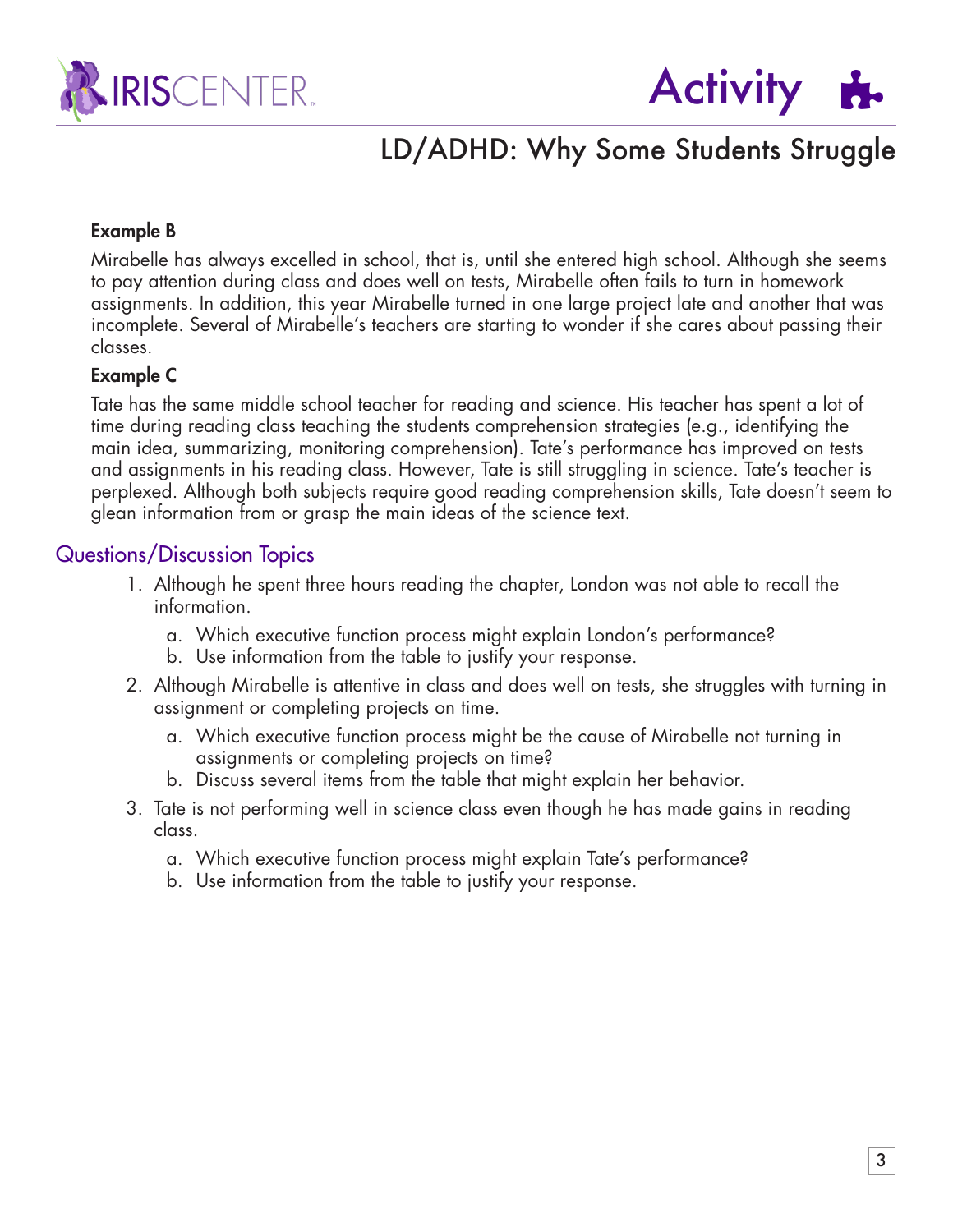**Example B**

Mirabelle has always excelled in school, that is, until she entered high school. Although she seems to pay attention during class and does well on tests, Mirabelle often fails to turn in homework assignments. In addition, this year Mirabelle turned in one large project late and another that was incomplete. Several of Mirabelle's teachers are starting to wonder if she cares about passing their classes.

**Example C**

Tate has the same middle school teacher for reading and science. His teacher has spent a lot of time during reading class teaching the students comprehension strategies (e.g., identifying the main idea, summarizing, monitoring comprehension). Tate's performance has improved on tests and assignments in his reading class. However, Tate is still struggling in science. Tate's teacher is perplexed. Although both subjects require good reading comprehension skills, Tate doesn't seem to glean information from or grasp the main ideas of the science text.

## Questions/Discussion Topics

1. Although he spent three hours reading the chapter, London was not able to recall the information.
   a. Which executive function process might explain London's performance?
   b. Use information from the table to justify your response.
2. Although Mirabelle is attentive in class and does well on tests, she struggles with turning in assignment or completing projects on time.
   a. Which executive function process might be the cause of Mirabelle not turning in assignments or completing projects on time?
   b. Discuss several items from the table that might explain her behavior.
3. Tate is not performing well in science class even though he has made gains in reading class.
   a. Which executive function process might explain Tate's performance?
   b. Use information from the table to justify your response.